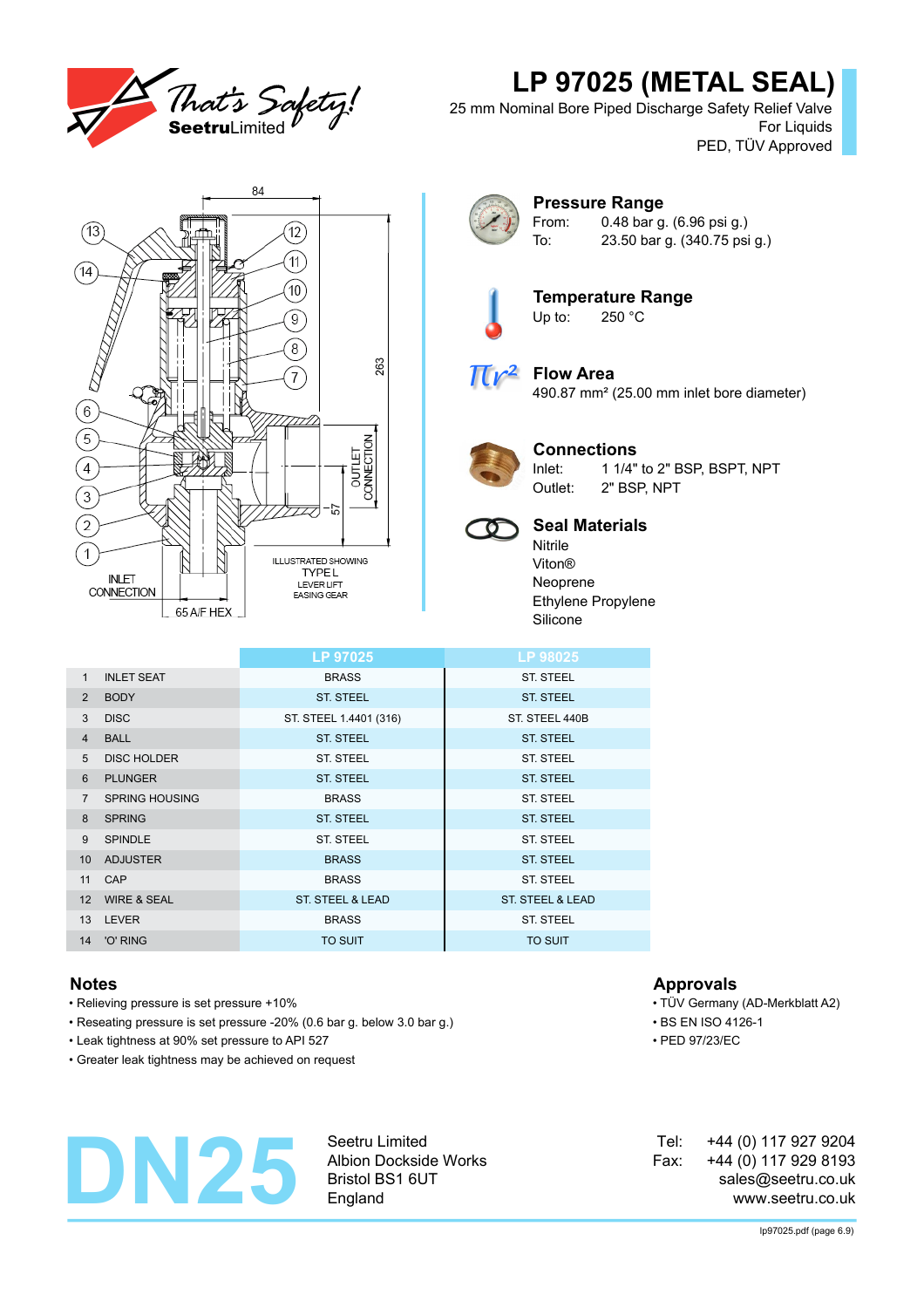# LP 97025 (METAL SEAL)

25 mm Nominal Bore Piped Discharge Safety Relief Valve
For Liquids
PED, TÜV Approved

ILLUSTRATED SHOWING TYPE L LEVER LIFT EASING GEAR

INLET CONNECTION

OUTLET CONNECTION

65 A/F HEX

## Pressure Range

From: 0.48 bar g. (6.96 psi g.)
To: 23.50 bar g. (340.75 psi g.)

## Temperature Range

Up to: 250 °C

## Flow Area

490.87 mm² (25.00 mm inlet bore diameter)

## Connections

Inlet: 1 1/4" to 2" BSP, BSPT, NPT
Outlet: 2" BSP, NPT

## Seal Materials

Nitrile
Viton®
Neoprene
Ethylene Propylene
Silicone

| | | LP 97025 | LP 98025 |
|---|---|---|---|
| 1 | INLET SEAT | BRASS | ST. STEEL |
| 2 | BODY | ST. STEEL | ST. STEEL |
| 3 | DISC | ST. STEEL 1.4401 (316) | ST. STEEL 440B |
| 4 | BALL | ST. STEEL | ST. STEEL |
| 5 | DISC HOLDER | ST. STEEL | ST. STEEL |
| 6 | PLUNGER | ST. STEEL | ST. STEEL |
| 7 | SPRING HOUSING | BRASS | ST. STEEL |
| 8 | SPRING | ST. STEEL | ST. STEEL |
| 9 | SPINDLE | ST. STEEL | ST. STEEL |
| 10 | ADJUSTER | BRASS | ST. STEEL |
| 11 | CAP | BRASS | ST. STEEL |
| 12 | WIRE & SEAL | ST. STEEL & LEAD | ST. STEEL & LEAD |
| 13 | LEVER | BRASS | ST. STEEL |
| 14 | 'O' RING | TO SUIT | TO SUIT |

## Notes

- Relieving pressure is set pressure +10%
- Reseating pressure is set pressure -20% (0.6 bar g. below 3.0 bar g.)
- Leak tightness at 90% set pressure to API 527
- Greater leak tightness may be achieved on request

## Approvals

- TÜV Germany (AD-Merkblatt A2)
- BS EN ISO 4126-1
- PED 97/23/EC

# DN25

Seetru Limited
Albion Dockside Works
Bristol BS1 6UT
England

Tel: +44 (0) 117 927 9204
Fax: +44 (0) 117 929 8193
sales@seetru.co.uk
www.seetru.co.uk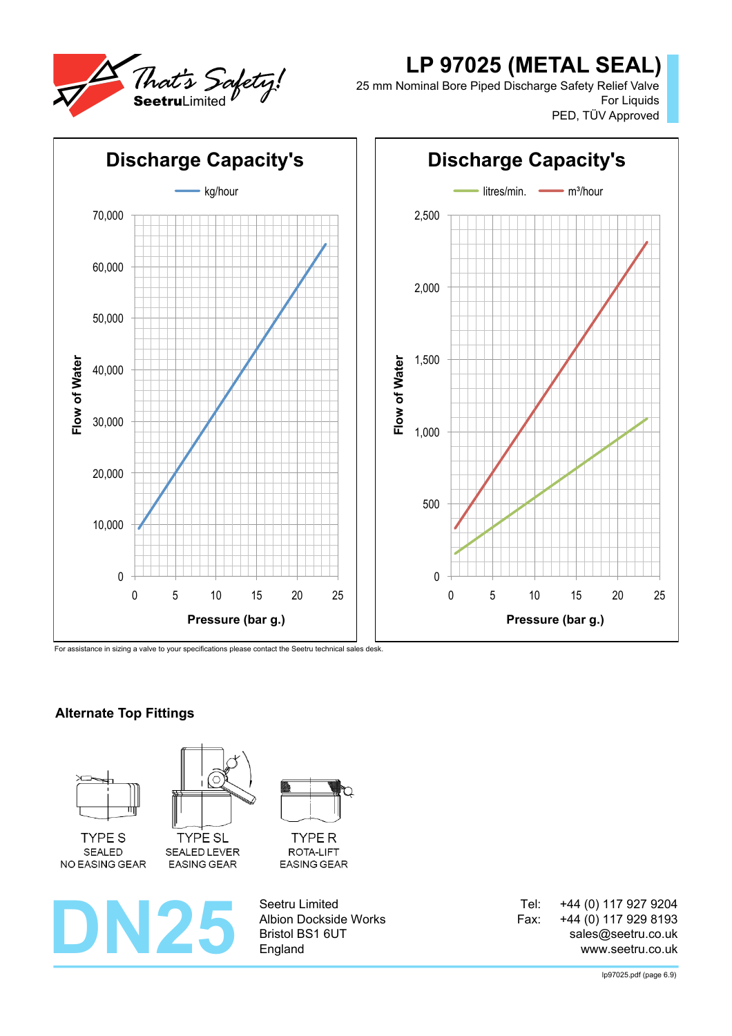That's Safety! SeetruLimited

# LP 97025 (METAL SEAL)

25 mm Nominal Bore Piped Discharge Safety Relief Valve
For Liquids
PED, TÜV Approved

## Discharge Capacity's

kg/hour

Flow of Water

70,000
60,000
50,000
40,000
30,000
20,000
10,000
0

0 5 10 15 20 25

Pressure (bar g.)

## Discharge Capacity's

litres/min. m³/hour

Flow of Water

2,500
2,000
1,500
1,000
500
0

0 5 10 15 20 25

Pressure (bar g.)

For assistance in sizing a valve to your specifications please contact the Seetru technical sales desk.

### Alternate Top Fittings

TYPE S
SEALED
NO EASING GEAR

TYPE SL
SEALED LEVER
EASING GEAR

TYPE R
ROTA-LIFT
EASING GEAR

**DN25**

Seetru Limited
Albion Dockside Works
Bristol BS1 6UT
England

Tel: +44 (0) 117 927 9204
Fax: +44 (0) 117 929 8193
sales@seetru.co.uk
www.seetru.co.uk

lp97025.pdf (page 6.9)